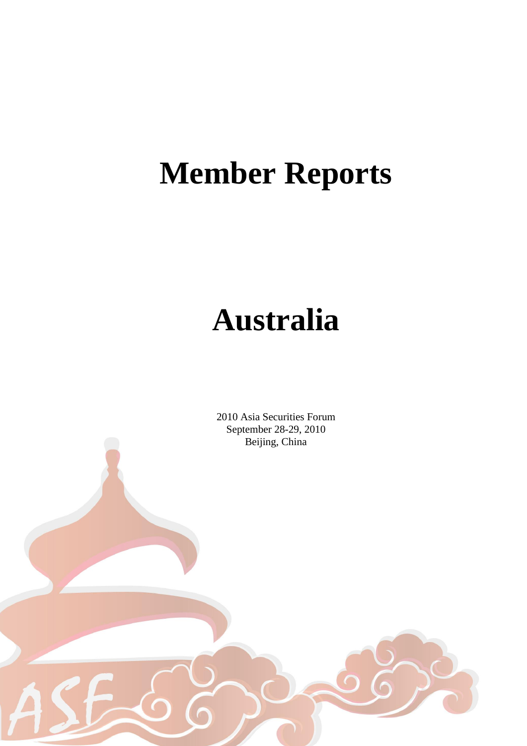# Member Reports

# Australia

2010 Asia Securities Forum
September 28-29, 2010
Beijing, China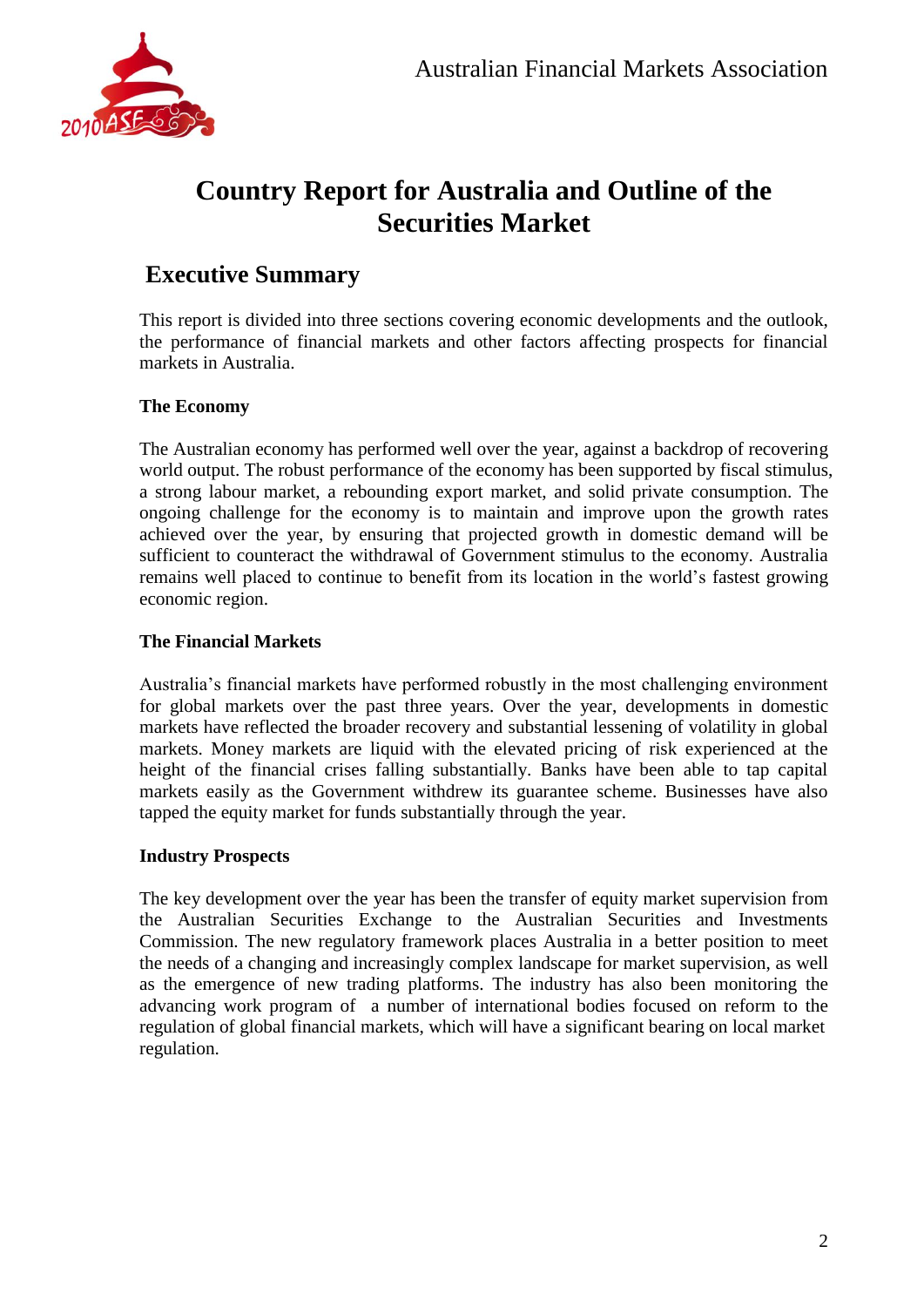# Country Report for Australia and Outline of the Securities Market

## Executive Summary

This report is divided into three sections covering economic developments and the outlook, the performance of financial markets and other factors affecting prospects for financial markets in Australia.

**The Economy**

The Australian economy has performed well over the year, against a backdrop of recovering world output. The robust performance of the economy has been supported by fiscal stimulus, a strong labour market, a rebounding export market, and solid private consumption. The ongoing challenge for the economy is to maintain and improve upon the growth rates achieved over the year, by ensuring that projected growth in domestic demand will be sufficient to counteract the withdrawal of Government stimulus to the economy. Australia remains well placed to continue to benefit from its location in the world's fastest growing economic region.

**The Financial Markets**

Australia's financial markets have performed robustly in the most challenging environment for global markets over the past three years. Over the year, developments in domestic markets have reflected the broader recovery and substantial lessening of volatility in global markets. Money markets are liquid with the elevated pricing of risk experienced at the height of the financial crises falling substantially. Banks have been able to tap capital markets easily as the Government withdrew its guarantee scheme. Businesses have also tapped the equity market for funds substantially through the year.

**Industry Prospects**

The key development over the year has been the transfer of equity market supervision from the Australian Securities Exchange to the Australian Securities and Investments Commission. The new regulatory framework places Australia in a better position to meet the needs of a changing and increasingly complex landscape for market supervision, as well as the emergence of new trading platforms. The industry has also been monitoring the advancing work program of a number of international bodies focused on reform to the regulation of global financial markets, which will have a significant bearing on local market regulation.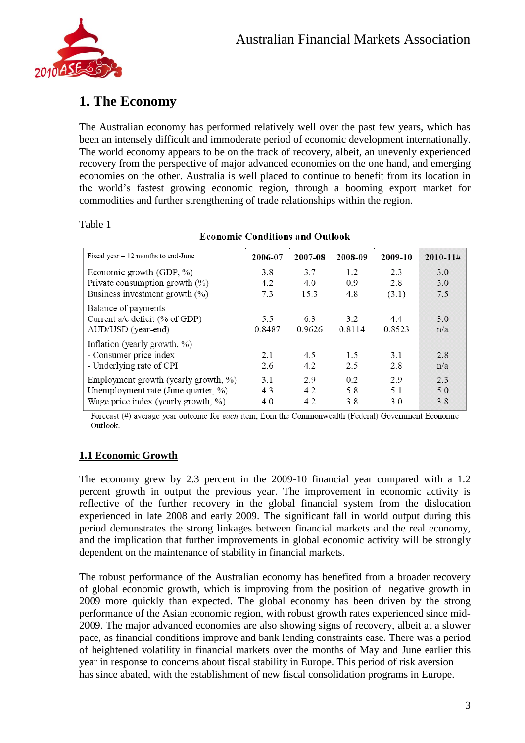# 1. The Economy

The Australian economy has performed relatively well over the past few years, which has been an intensely difficult and immoderate period of economic development internationally. The world economy appears to be on the track of recovery, albeit, an unevenly experienced recovery from the perspective of major advanced economies on the one hand, and emerging economies on the other. Australia is well placed to continue to benefit from its location in the world's fastest growing economic region, through a booming export market for commodities and further strengthening of trade relationships within the region.

Table 1

**Economic Conditions and Outlook**

| Fiscal year – 12 months to end-June | 2006-07 | 2007-08 | 2008-09 | 2009-10 | 2010-11# |
|---|---|---|---|---|---|
| Economic growth (GDP, %) | 3.8 | 3.7 | 1.2 | 2.3 | 3.0 |
| Private consumption growth (%) | 4.2 | 4.0 | 0.9 | 2.8 | 3.0 |
| Business investment growth (%) | 7.3 | 15.3 | 4.8 | (3.1) | 7.5 |
| Balance of payments | | | | | |
| Current a/c deficit (% of GDP) | 5.5 | 6.3 | 3.2 | 4.4 | 3.0 |
| AUD/USD (year-end) | 0.8487 | 0.9626 | 0.8114 | 0.8523 | n/a |
| Inflation (yearly growth, %) | | | | | |
| - Consumer price index | 2.1 | 4.5 | 1.5 | 3.1 | 2.8 |
| - Underlying rate of CPI | 2.6 | 4.2 | 2.5 | 2.8 | n/a |
| Employment growth (yearly growth, %) | 3.1 | 2.9 | 0.2 | 2.9 | 2.3 |
| Unemployment rate (June quarter, %) | 4.3 | 4.2 | 5.8 | 5.1 | 5.0 |
| Wage price index (yearly growth, %) | 4.0 | 4.2 | 3.8 | 3.0 | 3.8 |

Forecast (#) average year outcome for *each* item; from the Commonwealth (Federal) Government Economic Outlook.

## 1.1 Economic Growth

The economy grew by 2.3 percent in the 2009-10 financial year compared with a 1.2 percent growth in output the previous year. The improvement in economic activity is reflective of the further recovery in the global financial system from the dislocation experienced in late 2008 and early 2009. The significant fall in world output during this period demonstrates the strong linkages between financial markets and the real economy, and the implication that further improvements in global economic activity will be strongly dependent on the maintenance of stability in financial markets.

The robust performance of the Australian economy has benefited from a broader recovery of global economic growth, which is improving from the position of negative growth in 2009 more quickly than expected. The global economy has been driven by the strong performance of the Asian economic region, with robust growth rates experienced since mid-2009. The major advanced economies are also showing signs of recovery, albeit at a slower pace, as financial conditions improve and bank lending constraints ease. There was a period of heightened volatility in financial markets over the months of May and June earlier this year in response to concerns about fiscal stability in Europe. This period of risk aversion has since abated, with the establishment of new fiscal consolidation programs in Europe.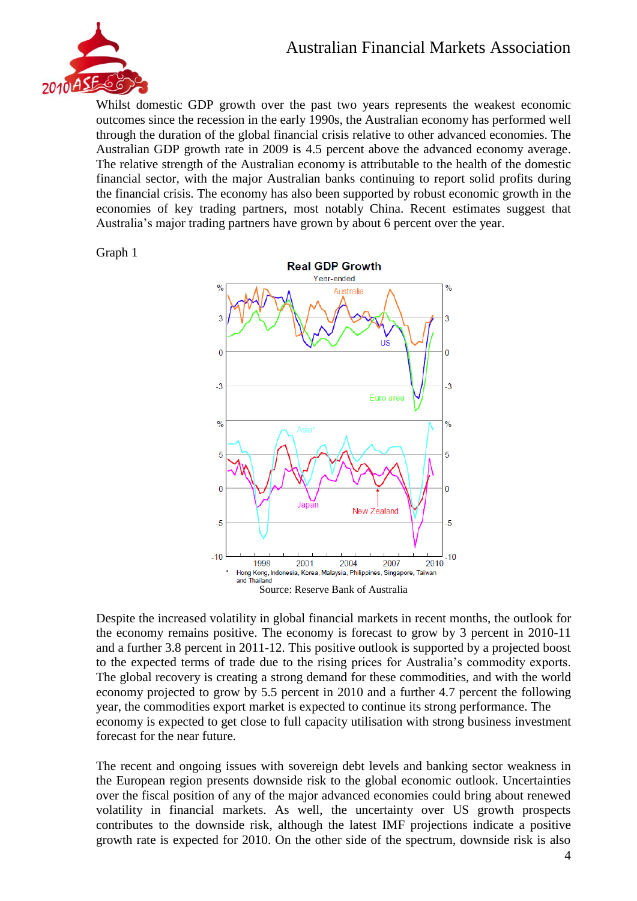Whilst domestic GDP growth over the past two years represents the weakest economic outcomes since the recession in the early 1990s, the Australian economy has performed well through the duration of the global financial crisis relative to other advanced economies. The Australian GDP growth rate in 2009 is 4.5 percent above the advanced economy average. The relative strength of the Australian economy is attributable to the health of the domestic financial sector, with the major Australian banks continuing to report solid profits during the financial crisis. The economy has also been supported by robust economic growth in the economies of key trading partners, most notably China. Recent estimates suggest that Australia's major trading partners have grown by about 6 percent over the year.

Graph 1

Source: Reserve Bank of Australia

Despite the increased volatility in global financial markets in recent months, the outlook for the economy remains positive. The economy is forecast to grow by 3 percent in 2010-11 and a further 3.8 percent in 2011-12. This positive outlook is supported by a projected boost to the expected terms of trade due to the rising prices for Australia's commodity exports. The global recovery is creating a strong demand for these commodities, and with the world economy projected to grow by 5.5 percent in 2010 and a further 4.7 percent the following year, the commodities export market is expected to continue its strong performance. The economy is expected to get close to full capacity utilisation with strong business investment forecast for the near future.

The recent and ongoing issues with sovereign debt levels and banking sector weakness in the European region presents downside risk to the global economic outlook. Uncertainties over the fiscal position of any of the major advanced economies could bring about renewed volatility in financial markets. As well, the uncertainty over US growth prospects contributes to the downside risk, although the latest IMF projections indicate a positive growth rate is expected for 2010. On the other side of the spectrum, downside risk is also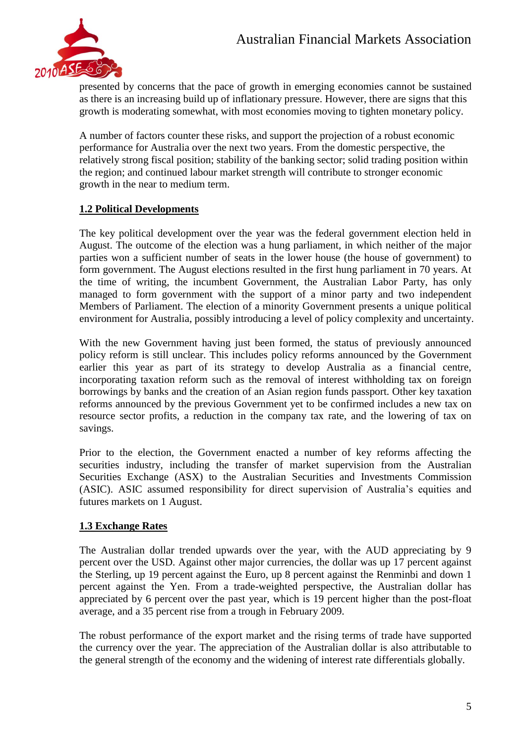presented by concerns that the pace of growth in emerging economies cannot be sustained as there is an increasing build up of inflationary pressure. However, there are signs that this growth is moderating somewhat, with most economies moving to tighten monetary policy.

A number of factors counter these risks, and support the projection of a robust economic performance for Australia over the next two years. From the domestic perspective, the relatively strong fiscal position; stability of the banking sector; solid trading position within the region; and continued labour market strength will contribute to stronger economic growth in the near to medium term.

## 1.2 Political Developments

The key political development over the year was the federal government election held in August. The outcome of the election was a hung parliament, in which neither of the major parties won a sufficient number of seats in the lower house (the house of government) to form government. The August elections resulted in the first hung parliament in 70 years. At the time of writing, the incumbent Government, the Australian Labor Party, has only managed to form government with the support of a minor party and two independent Members of Parliament. The election of a minority Government presents a unique political environment for Australia, possibly introducing a level of policy complexity and uncertainty.

With the new Government having just been formed, the status of previously announced policy reform is still unclear. This includes policy reforms announced by the Government earlier this year as part of its strategy to develop Australia as a financial centre, incorporating taxation reform such as the removal of interest withholding tax on foreign borrowings by banks and the creation of an Asian region funds passport. Other key taxation reforms announced by the previous Government yet to be confirmed includes a new tax on resource sector profits, a reduction in the company tax rate, and the lowering of tax on savings.

Prior to the election, the Government enacted a number of key reforms affecting the securities industry, including the transfer of market supervision from the Australian Securities Exchange (ASX) to the Australian Securities and Investments Commission (ASIC). ASIC assumed responsibility for direct supervision of Australia's equities and futures markets on 1 August.

## 1.3 Exchange Rates

The Australian dollar trended upwards over the year, with the AUD appreciating by 9 percent over the USD. Against other major currencies, the dollar was up 17 percent against the Sterling, up 19 percent against the Euro, up 8 percent against the Renminbi and down 1 percent against the Yen. From a trade-weighted perspective, the Australian dollar has appreciated by 6 percent over the past year, which is 19 percent higher than the post-float average, and a 35 percent rise from a trough in February 2009.

The robust performance of the export market and the rising terms of trade have supported the currency over the year. The appreciation of the Australian dollar is also attributable to the general strength of the economy and the widening of interest rate differentials globally.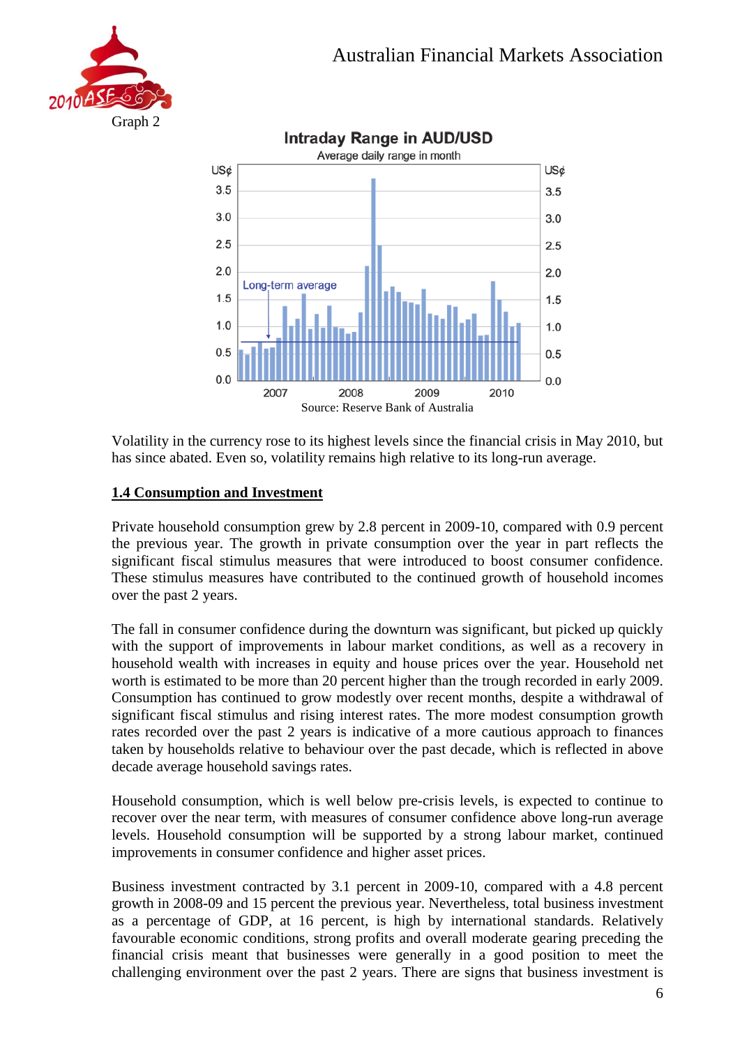Graph 2

Source: Reserve Bank of Australia

Volatility in the currency rose to its highest levels since the financial crisis in May 2010, but has since abated. Even so, volatility remains high relative to its long-run average.

## 1.4 Consumption and Investment

Private household consumption grew by 2.8 percent in 2009-10, compared with 0.9 percent the previous year. The growth in private consumption over the year in part reflects the significant fiscal stimulus measures that were introduced to boost consumer confidence. These stimulus measures have contributed to the continued growth of household incomes over the past 2 years.

The fall in consumer confidence during the downturn was significant, but picked up quickly with the support of improvements in labour market conditions, as well as a recovery in household wealth with increases in equity and house prices over the year. Household net worth is estimated to be more than 20 percent higher than the trough recorded in early 2009. Consumption has continued to grow modestly over recent months, despite a withdrawal of significant fiscal stimulus and rising interest rates. The more modest consumption growth rates recorded over the past 2 years is indicative of a more cautious approach to finances taken by households relative to behaviour over the past decade, which is reflected in above decade average household savings rates.

Household consumption, which is well below pre-crisis levels, is expected to continue to recover over the near term, with measures of consumer confidence above long-run average levels. Household consumption will be supported by a strong labour market, continued improvements in consumer confidence and higher asset prices.

Business investment contracted by 3.1 percent in 2009-10, compared with a 4.8 percent growth in 2008-09 and 15 percent the previous year. Nevertheless, total business investment as a percentage of GDP, at 16 percent, is high by international standards. Relatively favourable economic conditions, strong profits and overall moderate gearing preceding the financial crisis meant that businesses were generally in a good position to meet the challenging environment over the past 2 years. There are signs that business investment is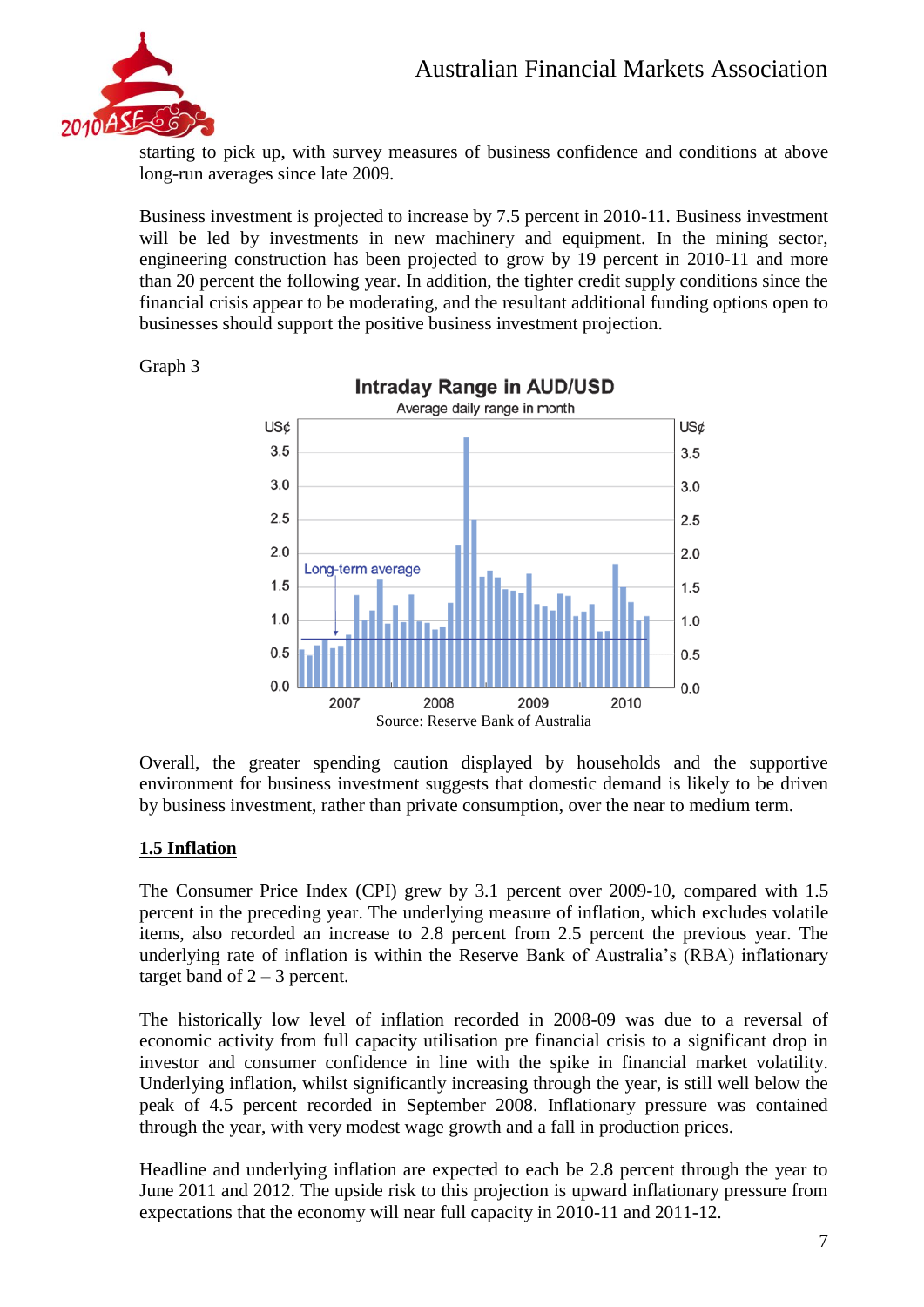starting to pick up, with survey measures of business confidence and conditions at above long-run averages since late 2009.

Business investment is projected to increase by 7.5 percent in 2010-11. Business investment will be led by investments in new machinery and equipment. In the mining sector, engineering construction has been projected to grow by 19 percent in 2010-11 and more than 20 percent the following year. In addition, the tighter credit supply conditions since the financial crisis appear to be moderating, and the resultant additional funding options open to businesses should support the positive business investment projection.

Graph 3

**Intraday Range in AUD/USD**

Average daily range in month

Source: Reserve Bank of Australia

Overall, the greater spending caution displayed by households and the supportive environment for business investment suggests that domestic demand is likely to be driven by business investment, rather than private consumption, over the near to medium term.

## 1.5 Inflation

The Consumer Price Index (CPI) grew by 3.1 percent over 2009-10, compared with 1.5 percent in the preceding year. The underlying measure of inflation, which excludes volatile items, also recorded an increase to 2.8 percent from 2.5 percent the previous year. The underlying rate of inflation is within the Reserve Bank of Australia's (RBA) inflationary target band of 2 – 3 percent.

The historically low level of inflation recorded in 2008-09 was due to a reversal of economic activity from full capacity utilisation pre financial crisis to a significant drop in investor and consumer confidence in line with the spike in financial market volatility. Underlying inflation, whilst significantly increasing through the year, is still well below the peak of 4.5 percent recorded in September 2008. Inflationary pressure was contained through the year, with very modest wage growth and a fall in production prices.

Headline and underlying inflation are expected to each be 2.8 percent through the year to June 2011 and 2012. The upside risk to this projection is upward inflationary pressure from expectations that the economy will near full capacity in 2010-11 and 2011-12.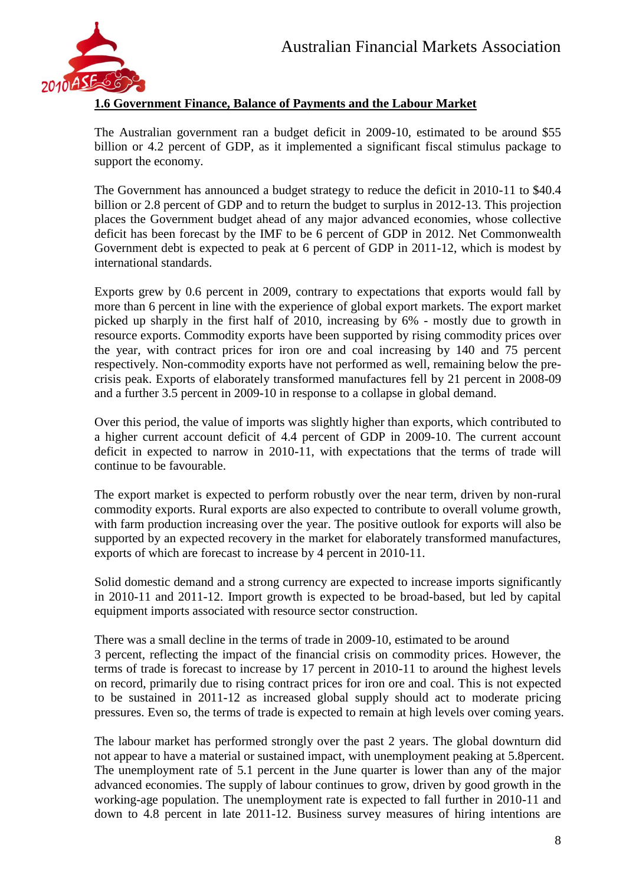## 1.6 Government Finance, Balance of Payments and the Labour Market

The Australian government ran a budget deficit in 2009-10, estimated to be around $55 billion or 4.2 percent of GDP, as it implemented a significant fiscal stimulus package to support the economy.

The Government has announced a budget strategy to reduce the deficit in 2010-11 to $40.4 billion or 2.8 percent of GDP and to return the budget to surplus in 2012-13. This projection places the Government budget ahead of any major advanced economies, whose collective deficit has been forecast by the IMF to be 6 percent of GDP in 2012. Net Commonwealth Government debt is expected to peak at 6 percent of GDP in 2011-12, which is modest by international standards.

Exports grew by 0.6 percent in 2009, contrary to expectations that exports would fall by more than 6 percent in line with the experience of global export markets. The export market picked up sharply in the first half of 2010, increasing by 6% - mostly due to growth in resource exports. Commodity exports have been supported by rising commodity prices over the year, with contract prices for iron ore and coal increasing by 140 and 75 percent respectively. Non-commodity exports have not performed as well, remaining below the pre-crisis peak. Exports of elaborately transformed manufactures fell by 21 percent in 2008-09 and a further 3.5 percent in 2009-10 in response to a collapse in global demand.

Over this period, the value of imports was slightly higher than exports, which contributed to a higher current account deficit of 4.4 percent of GDP in 2009-10. The current account deficit in expected to narrow in 2010-11, with expectations that the terms of trade will continue to be favourable.

The export market is expected to perform robustly over the near term, driven by non-rural commodity exports. Rural exports are also expected to contribute to overall volume growth, with farm production increasing over the year. The positive outlook for exports will also be supported by an expected recovery in the market for elaborately transformed manufactures, exports of which are forecast to increase by 4 percent in 2010-11.

Solid domestic demand and a strong currency are expected to increase imports significantly in 2010-11 and 2011-12. Import growth is expected to be broad-based, but led by capital equipment imports associated with resource sector construction.

There was a small decline in the terms of trade in 2009-10, estimated to be around 3 percent, reflecting the impact of the financial crisis on commodity prices. However, the terms of trade is forecast to increase by 17 percent in 2010-11 to around the highest levels on record, primarily due to rising contract prices for iron ore and coal. This is not expected to be sustained in 2011-12 as increased global supply should act to moderate pricing pressures. Even so, the terms of trade is expected to remain at high levels over coming years.

The labour market has performed strongly over the past 2 years. The global downturn did not appear to have a material or sustained impact, with unemployment peaking at 5.8percent. The unemployment rate of 5.1 percent in the June quarter is lower than any of the major advanced economies. The supply of labour continues to grow, driven by good growth in the working-age population. The unemployment rate is expected to fall further in 2010-11 and down to 4.8 percent in late 2011-12. Business survey measures of hiring intentions are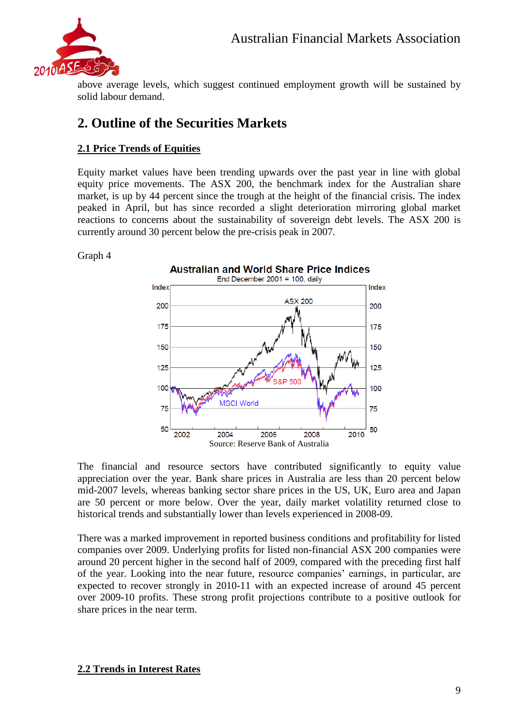above average levels, which suggest continued employment growth will be sustained by solid labour demand.

## 2. Outline of the Securities Markets

### 2.1 Price Trends of Equities

Equity market values have been trending upwards over the past year in line with global equity price movements. The ASX 200, the benchmark index for the Australian share market, is up by 44 percent since the trough at the height of the financial crisis. The index peaked in April, but has since recorded a slight deterioration mirroring global market reactions to concerns about the sustainability of sovereign debt levels. The ASX 200 is currently around 30 percent below the pre-crisis peak in 2007.

Graph 4

**Australian and World Share Price Indices**

End December 2001 = 100, daily

Source: Reserve Bank of Australia

The financial and resource sectors have contributed significantly to equity value appreciation over the year. Bank share prices in Australia are less than 20 percent below mid-2007 levels, whereas banking sector share prices in the US, UK, Euro area and Japan are 50 percent or more below. Over the year, daily market volatility returned close to historical trends and substantially lower than levels experienced in 2008-09.

There was a marked improvement in reported business conditions and profitability for listed companies over 2009. Underlying profits for listed non-financial ASX 200 companies were around 20 percent higher in the second half of 2009, compared with the preceding first half of the year. Looking into the near future, resource companies' earnings, in particular, are expected to recover strongly in 2010-11 with an expected increase of around 45 percent over 2009-10 profits. These strong profit projections contribute to a positive outlook for share prices in the near term.

### 2.2 Trends in Interest Rates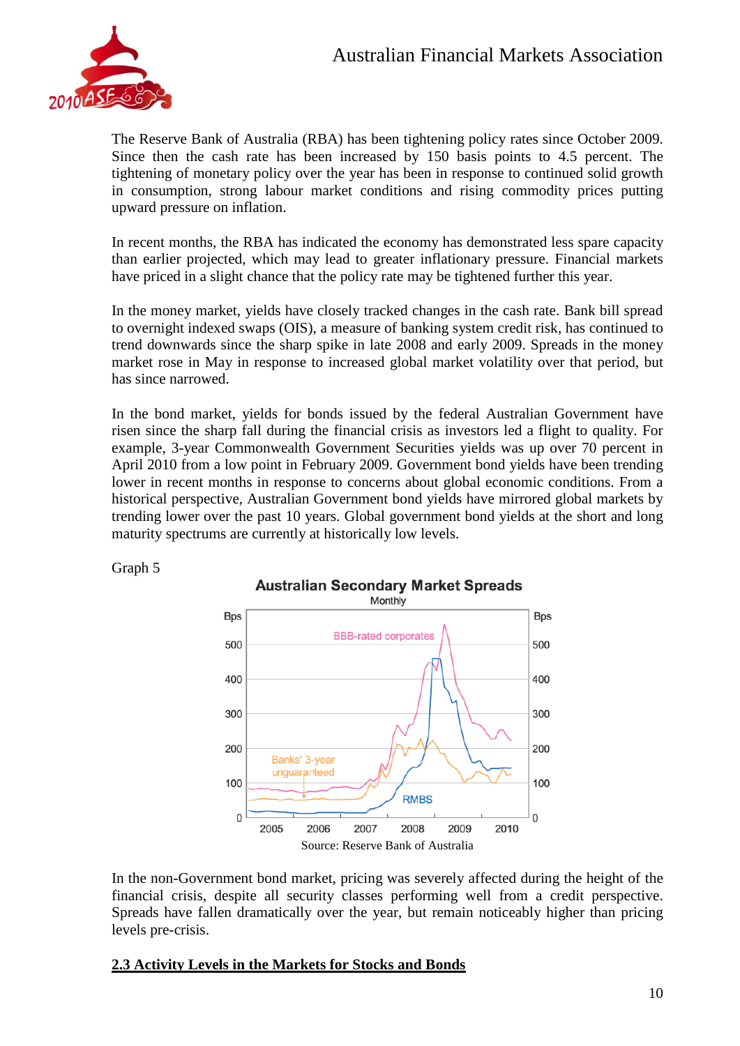The Reserve Bank of Australia (RBA) has been tightening policy rates since October 2009. Since then the cash rate has been increased by 150 basis points to 4.5 percent. The tightening of monetary policy over the year has been in response to continued solid growth in consumption, strong labour market conditions and rising commodity prices putting upward pressure on inflation.

In recent months, the RBA has indicated the economy has demonstrated less spare capacity than earlier projected, which may lead to greater inflationary pressure. Financial markets have priced in a slight chance that the policy rate may be tightened further this year.

In the money market, yields have closely tracked changes in the cash rate. Bank bill spread to overnight indexed swaps (OIS), a measure of banking system credit risk, has continued to trend downwards since the sharp spike in late 2008 and early 2009. Spreads in the money market rose in May in response to increased global market volatility over that period, but has since narrowed.

In the bond market, yields for bonds issued by the federal Australian Government have risen since the sharp fall during the financial crisis as investors led a flight to quality. For example, 3-year Commonwealth Government Securities yields was up over 70 percent in April 2010 from a low point in February 2009. Government bond yields have been trending lower in recent months in response to concerns about global economic conditions. From a historical perspective, Australian Government bond yields have mirrored global markets by trending lower over the past 10 years. Global government bond yields at the short and long maturity spectrums are currently at historically low levels.

Graph 5

Source: Reserve Bank of Australia

In the non-Government bond market, pricing was severely affected during the height of the financial crisis, despite all security classes performing well from a credit perspective. Spreads have fallen dramatically over the year, but remain noticeably higher than pricing levels pre-crisis.

## 2.3 Activity Levels in the Markets for Stocks and Bonds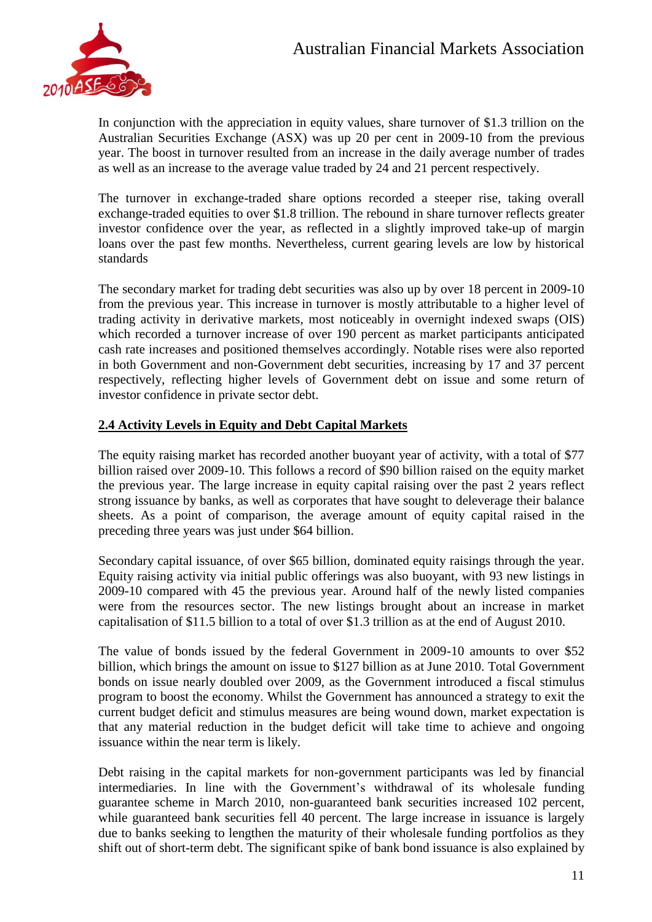In conjunction with the appreciation in equity values, share turnover of $1.3 trillion on the Australian Securities Exchange (ASX) was up 20 per cent in 2009-10 from the previous year. The boost in turnover resulted from an increase in the daily average number of trades as well as an increase to the average value traded by 24 and 21 percent respectively.

The turnover in exchange-traded share options recorded a steeper rise, taking overall exchange-traded equities to over $1.8 trillion. The rebound in share turnover reflects greater investor confidence over the year, as reflected in a slightly improved take-up of margin loans over the past few months. Nevertheless, current gearing levels are low by historical standards

The secondary market for trading debt securities was also up by over 18 percent in 2009-10 from the previous year. This increase in turnover is mostly attributable to a higher level of trading activity in derivative markets, most noticeably in overnight indexed swaps (OIS) which recorded a turnover increase of over 190 percent as market participants anticipated cash rate increases and positioned themselves accordingly. Notable rises were also reported in both Government and non-Government debt securities, increasing by 17 and 37 percent respectively, reflecting higher levels of Government debt on issue and some return of investor confidence in private sector debt.

## 2.4 Activity Levels in Equity and Debt Capital Markets

The equity raising market has recorded another buoyant year of activity, with a total of $77 billion raised over 2009-10. This follows a record of $90 billion raised on the equity market the previous year. The large increase in equity capital raising over the past 2 years reflect strong issuance by banks, as well as corporates that have sought to deleverage their balance sheets. As a point of comparison, the average amount of equity capital raised in the preceding three years was just under $64 billion.

Secondary capital issuance, of over $65 billion, dominated equity raisings through the year. Equity raising activity via initial public offerings was also buoyant, with 93 new listings in 2009-10 compared with 45 the previous year. Around half of the newly listed companies were from the resources sector. The new listings brought about an increase in market capitalisation of $11.5 billion to a total of over $1.3 trillion as at the end of August 2010.

The value of bonds issued by the federal Government in 2009-10 amounts to over $52 billion, which brings the amount on issue to $127 billion as at June 2010. Total Government bonds on issue nearly doubled over 2009, as the Government introduced a fiscal stimulus program to boost the economy. Whilst the Government has announced a strategy to exit the current budget deficit and stimulus measures are being wound down, market expectation is that any material reduction in the budget deficit will take time to achieve and ongoing issuance within the near term is likely.

Debt raising in the capital markets for non-government participants was led by financial intermediaries. In line with the Government's withdrawal of its wholesale funding guarantee scheme in March 2010, non-guaranteed bank securities increased 102 percent, while guaranteed bank securities fell 40 percent. The large increase in issuance is largely due to banks seeking to lengthen the maturity of their wholesale funding portfolios as they shift out of short-term debt. The significant spike of bank bond issuance is also explained by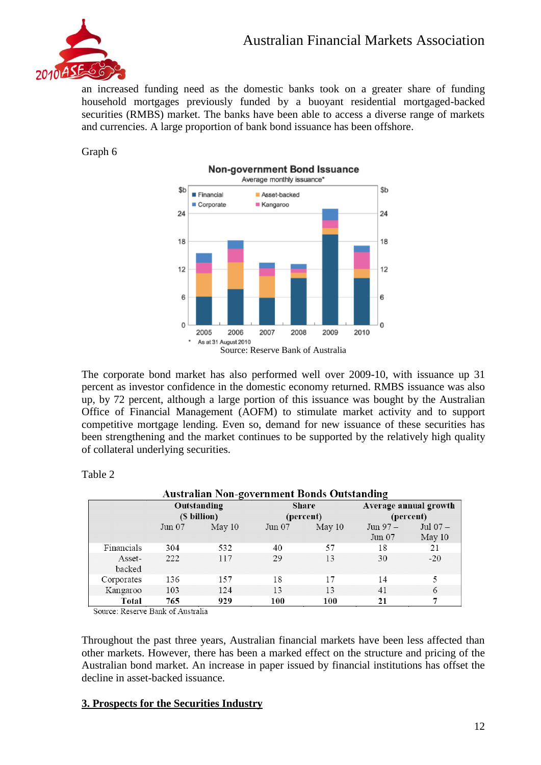an increased funding need as the domestic banks took on a greater share of funding household mortgages previously funded by a buoyant residential mortgaged-backed securities (RMBS) market. The banks have been able to access a diverse range of markets and currencies. A large proportion of bank bond issuance has been offshore.

Graph 6

Source: Reserve Bank of Australia

The corporate bond market has also performed well over 2009-10, with issuance up 31 percent as investor confidence in the domestic economy returned. RMBS issuance was also up, by 72 percent, although a large portion of this issuance was bought by the Australian Office of Financial Management (AOFM) to stimulate market activity and to support competitive mortgage lending. Even so, demand for new issuance of these securities has been strengthening and the market continues to be supported by the relatively high quality of collateral underlying securities.

Table 2

**Australian Non-government Bonds Outstanding**

| | Outstanding ($ billion) | | Share (percent) | | Average annual growth (percent) | |
|---|---|---|---|---|---|---|
| | Jun 07 | May 10 | Jun 07 | May 10 | Jun 97 – Jun 07 | Jul 07 – May 10 |
| Financials | 304 | 532 | 40 | 57 | 18 | 21 |
| Asset-backed | 222 | 117 | 29 | 13 | 30 | -20 |
| Corporates | 136 | 157 | 18 | 17 | 14 | 5 |
| Kangaroo | 103 | 124 | 13 | 13 | 41 | 6 |
| **Total** | **765** | **929** | **100** | **100** | **21** | **7** |

Source: Reserve Bank of Australia

Throughout the past three years, Australian financial markets have been less affected than other markets. However, there has been a marked effect on the structure and pricing of the Australian bond market. An increase in paper issued by financial institutions has offset the decline in asset-backed issuance.

## 3. Prospects for the Securities Industry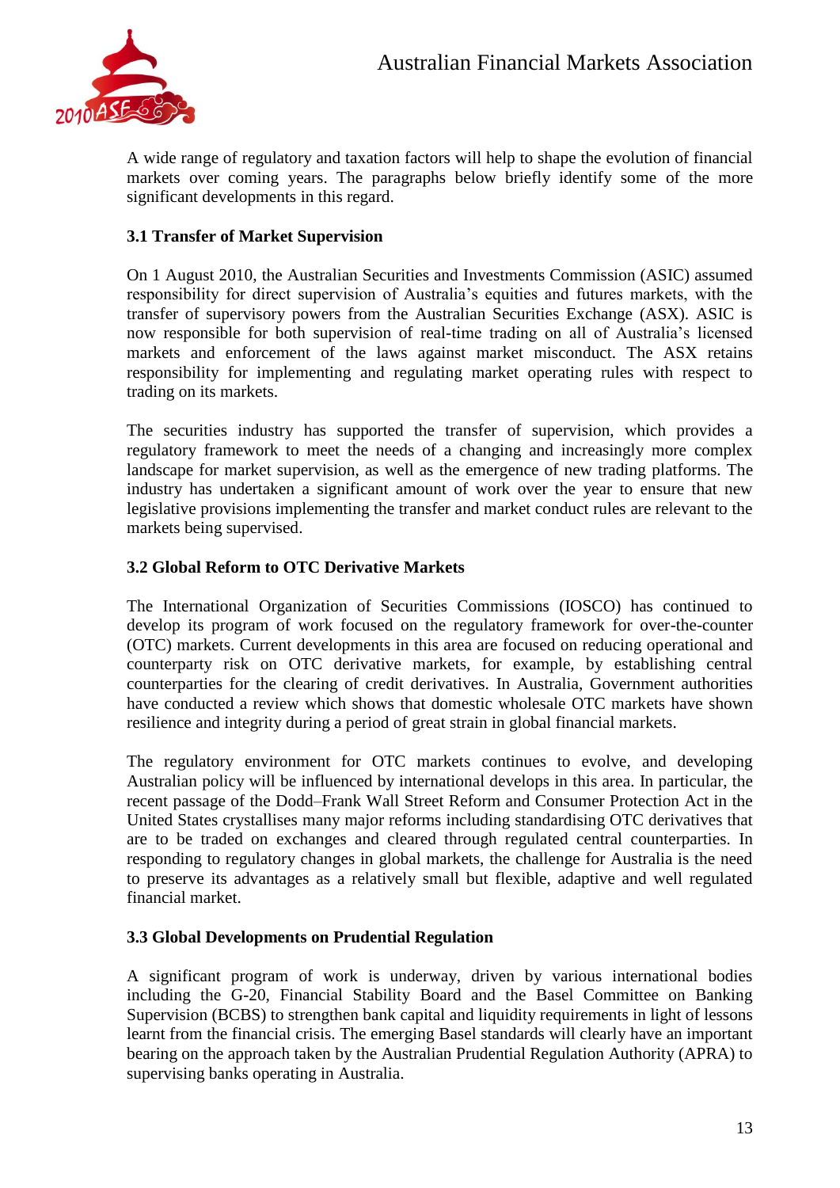A wide range of regulatory and taxation factors will help to shape the evolution of financial markets over coming years. The paragraphs below briefly identify some of the more significant developments in this regard.

### 3.1 Transfer of Market Supervision

On 1 August 2010, the Australian Securities and Investments Commission (ASIC) assumed responsibility for direct supervision of Australia's equities and futures markets, with the transfer of supervisory powers from the Australian Securities Exchange (ASX). ASIC is now responsible for both supervision of real-time trading on all of Australia's licensed markets and enforcement of the laws against market misconduct. The ASX retains responsibility for implementing and regulating market operating rules with respect to trading on its markets.

The securities industry has supported the transfer of supervision, which provides a regulatory framework to meet the needs of a changing and increasingly more complex landscape for market supervision, as well as the emergence of new trading platforms. The industry has undertaken a significant amount of work over the year to ensure that new legislative provisions implementing the transfer and market conduct rules are relevant to the markets being supervised.

### 3.2 Global Reform to OTC Derivative Markets

The International Organization of Securities Commissions (IOSCO) has continued to develop its program of work focused on the regulatory framework for over-the-counter (OTC) markets. Current developments in this area are focused on reducing operational and counterparty risk on OTC derivative markets, for example, by establishing central counterparties for the clearing of credit derivatives. In Australia, Government authorities have conducted a review which shows that domestic wholesale OTC markets have shown resilience and integrity during a period of great strain in global financial markets.

The regulatory environment for OTC markets continues to evolve, and developing Australian policy will be influenced by international develops in this area. In particular, the recent passage of the Dodd–Frank Wall Street Reform and Consumer Protection Act in the United States crystallises many major reforms including standardising OTC derivatives that are to be traded on exchanges and cleared through regulated central counterparties. In responding to regulatory changes in global markets, the challenge for Australia is the need to preserve its advantages as a relatively small but flexible, adaptive and well regulated financial market.

### 3.3 Global Developments on Prudential Regulation

A significant program of work is underway, driven by various international bodies including the G-20, Financial Stability Board and the Basel Committee on Banking Supervision (BCBS) to strengthen bank capital and liquidity requirements in light of lessons learnt from the financial crisis. The emerging Basel standards will clearly have an important bearing on the approach taken by the Australian Prudential Regulation Authority (APRA) to supervising banks operating in Australia.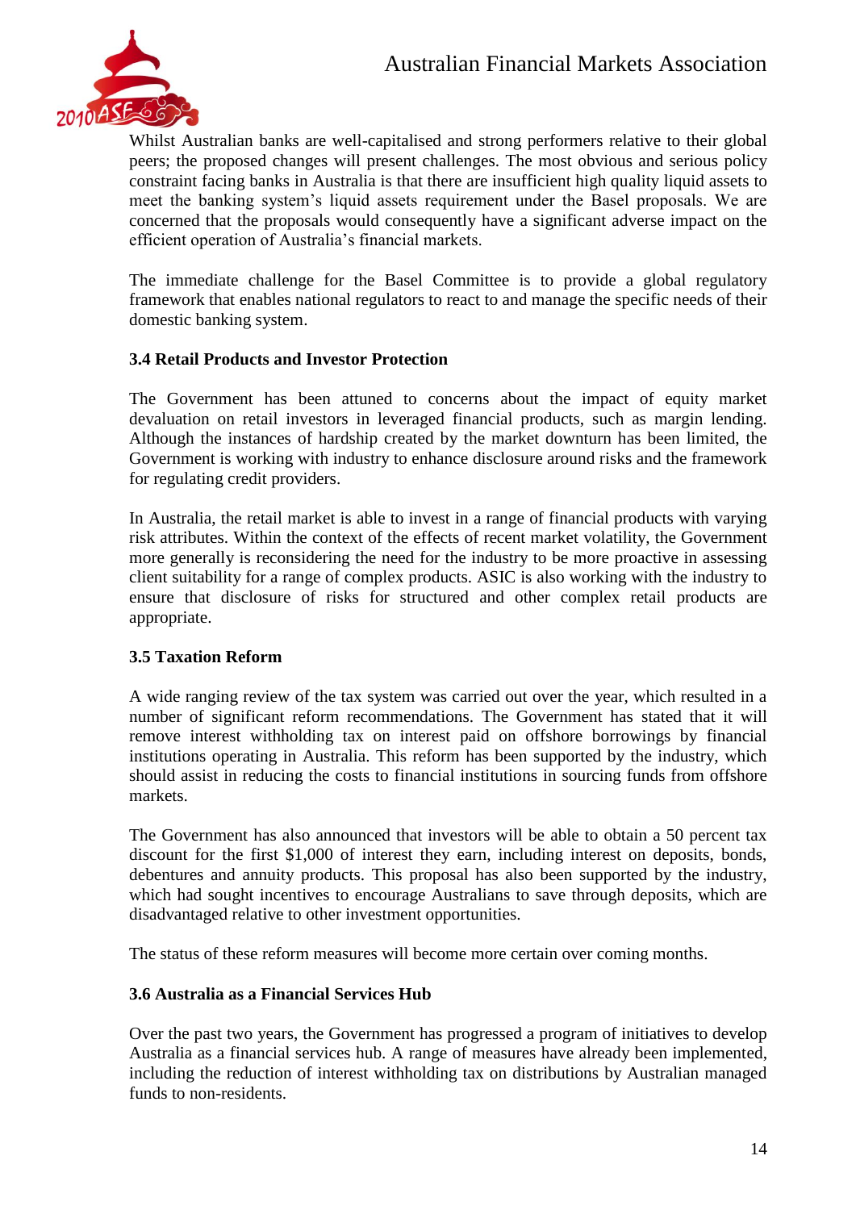Whilst Australian banks are well-capitalised and strong performers relative to their global peers; the proposed changes will present challenges. The most obvious and serious policy constraint facing banks in Australia is that there are insufficient high quality liquid assets to meet the banking system's liquid assets requirement under the Basel proposals. We are concerned that the proposals would consequently have a significant adverse impact on the efficient operation of Australia's financial markets.

The immediate challenge for the Basel Committee is to provide a global regulatory framework that enables national regulators to react to and manage the specific needs of their domestic banking system.

### 3.4 Retail Products and Investor Protection

The Government has been attuned to concerns about the impact of equity market devaluation on retail investors in leveraged financial products, such as margin lending. Although the instances of hardship created by the market downturn has been limited, the Government is working with industry to enhance disclosure around risks and the framework for regulating credit providers.

In Australia, the retail market is able to invest in a range of financial products with varying risk attributes. Within the context of the effects of recent market volatility, the Government more generally is reconsidering the need for the industry to be more proactive in assessing client suitability for a range of complex products. ASIC is also working with the industry to ensure that disclosure of risks for structured and other complex retail products are appropriate.

### 3.5 Taxation Reform

A wide ranging review of the tax system was carried out over the year, which resulted in a number of significant reform recommendations. The Government has stated that it will remove interest withholding tax on interest paid on offshore borrowings by financial institutions operating in Australia. This reform has been supported by the industry, which should assist in reducing the costs to financial institutions in sourcing funds from offshore markets.

The Government has also announced that investors will be able to obtain a 50 percent tax discount for the first $1,000 of interest they earn, including interest on deposits, bonds, debentures and annuity products. This proposal has also been supported by the industry, which had sought incentives to encourage Australians to save through deposits, which are disadvantaged relative to other investment opportunities.

The status of these reform measures will become more certain over coming months.

### 3.6 Australia as a Financial Services Hub

Over the past two years, the Government has progressed a program of initiatives to develop Australia as a financial services hub. A range of measures have already been implemented, including the reduction of interest withholding tax on distributions by Australian managed funds to non-residents.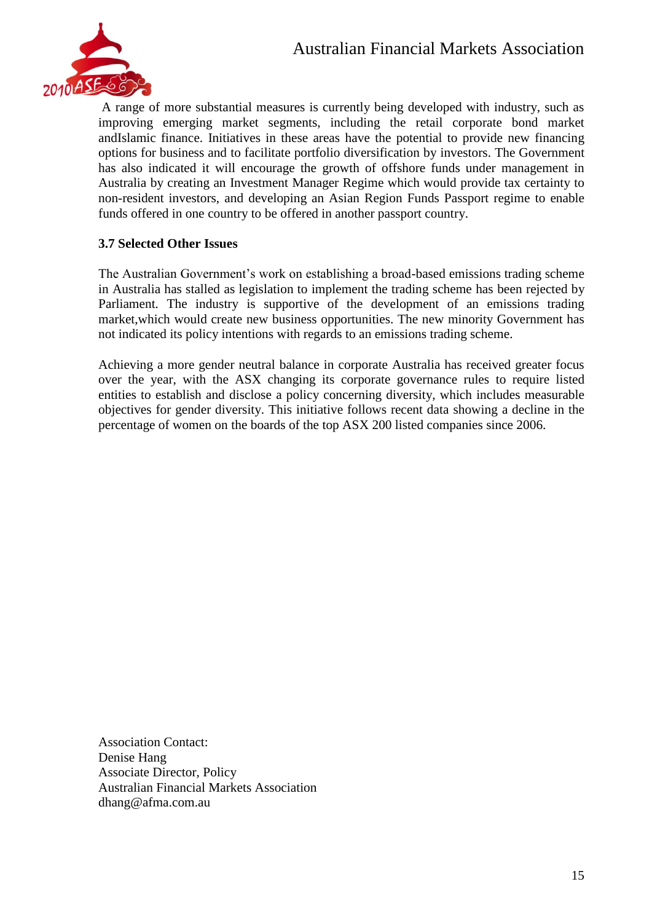A range of more substantial measures is currently being developed with industry, such as improving emerging market segments, including the retail corporate bond market andIslamic finance. Initiatives in these areas have the potential to provide new financing options for business and to facilitate portfolio diversification by investors. The Government has also indicated it will encourage the growth of offshore funds under management in Australia by creating an Investment Manager Regime which would provide tax certainty to non-resident investors, and developing an Asian Region Funds Passport regime to enable funds offered in one country to be offered in another passport country.

**3.7 Selected Other Issues**

The Australian Government's work on establishing a broad-based emissions trading scheme in Australia has stalled as legislation to implement the trading scheme has been rejected by Parliament. The industry is supportive of the development of an emissions trading market,which would create new business opportunities. The new minority Government has not indicated its policy intentions with regards to an emissions trading scheme.

Achieving a more gender neutral balance in corporate Australia has received greater focus over the year, with the ASX changing its corporate governance rules to require listed entities to establish and disclose a policy concerning diversity, which includes measurable objectives for gender diversity. This initiative follows recent data showing a decline in the percentage of women on the boards of the top ASX 200 listed companies since 2006.

Association Contact:
Denise Hang
Associate Director, Policy
Australian Financial Markets Association
dhang@afma.com.au